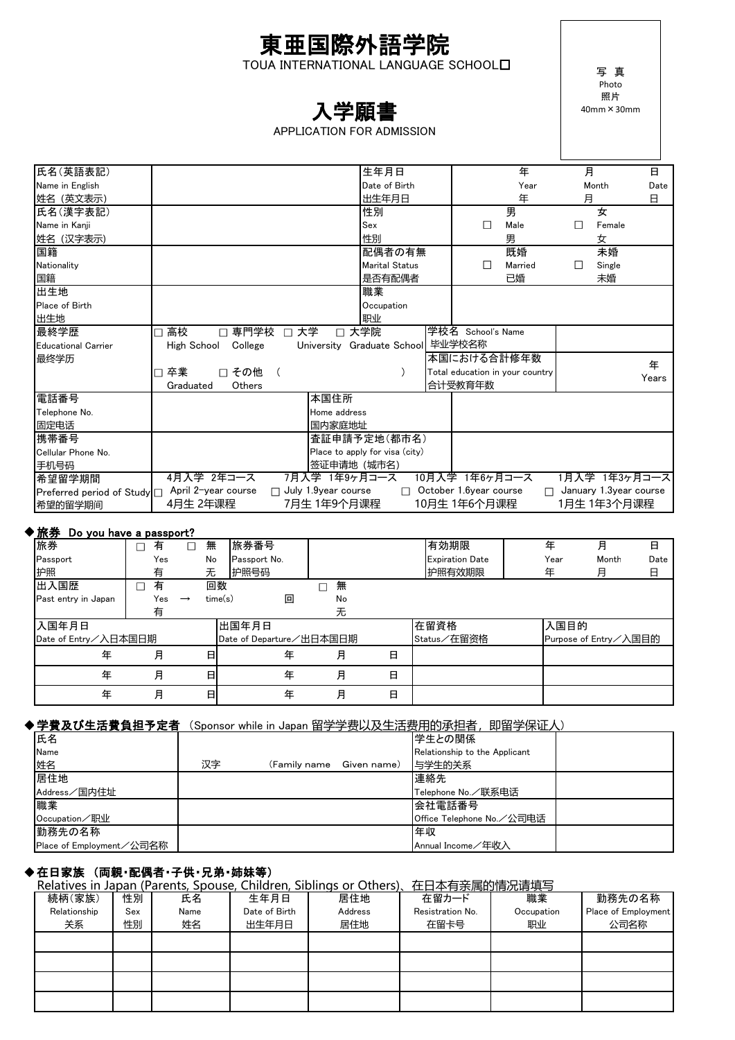# 東亜国際外語学院

TOUA INTERNATIONAL LANGUAGE SCHOOL□

写 真
Photo
照片
40mm×30mm

## 入学願書

APPLICATION FOR ADMISSION

| 氏名(英語表記)<br>Name in English<br>姓名（英文表示） | | 生年月日<br>Date of Birth<br>出生年月日 | 年 Year 年 | 月 Month 月 | 日 Date 日 |
|---|---|---|---|---|---|
| 氏名(漢字表記)<br>Name in Kanji<br>姓名（汉字表示） | | 性別<br>Sex<br>性别 | □ 男 Male 男 | □ 女 Female 女 | |
| 国籍<br>Nationality<br>国籍 | | 配偶者の有無<br>Marital Status<br>是否有配偶者 | □ 既婚 Married 已婚 | □ 未婚 Single 未婚 | |
| 出生地<br>Place of Birth<br>出生地 | | 職業<br>Occupation<br>职业 | | | |
| 最終学歴<br>Educational Carrier<br>最终学历 | □ 高校 High School □ 専門学校 College □ 大学 University □ 大学院 Graduate School<br>□ 卒業 Graduated □ その他 Others （ ） | 学校名 School's Name 毕业学校名称 | | | |
| | | 本国における合計修年数<br>Total education in your country<br>合计受教育年数 | | | 年 Years |
| 電話番号<br>Telephone No.<br>固定电话 | | 本国住所<br>Home address<br>国内家庭地址 | | | |
| 携帯番号<br>Cellular Phone No.<br>手机号码 | | 査証申請予定地(都市名)<br>Place to apply for visa (city)<br>签证申请地（城市名） | | | |
| 希望留学期間<br>Preferred period of Study<br>希望的留学期间 | □ 4月入学 2年コース April 2-year course 4月生 2年课程 | □ 7月入学 1年9ヶ月コース July 1.9year course 7月生 1年9个月课程 | □ 10月入学 1年6ヶ月コース October 1.6year course 10月生 1年6个月课程 | □ 1月入学 1年3ヶ月コース January 1.3year course 1月生 1年3个月课程 | |

### ◆旅券 Do you have a passport?

| 旅券<br>Passport<br>护照 | □ 有 Yes 有 | □ 無 No 无 | 旅券番号<br>Passport No.<br>护照号码 | | 有効期限<br>Expiration Date<br>护照有效期限 | 年 Year 年 | 月 Month 月 | 日 Date 日 |
|---|---|---|---|---|---|---|---|---|
| 出入国歴<br>Past entry in Japan | □ 有 Yes 有 → | 回数 time(s) 回 | □ 無 No 无 | | | | | |

| 入国年月日<br>Date of Entry／入日本国日期 | | | 出国年月日<br>Date of Departure／出日本国日期 | | | 在留資格<br>Status／在留资格 | 入国目的<br>Purpose of Entry／入国目的 |
|---|---|---|---|---|---|---|---|
| 年 | 月 | 日 | 年 | 月 | 日 | | |
| 年 | 月 | 日 | 年 | 月 | 日 | | |
| 年 | 月 | 日 | 年 | 月 | 日 | | |

### ◆学費及び生活費負担予定者 （Sponsor while in Japan 留学学费以及生活费用的承担者，即留学保证人）

| 氏名<br>Name<br>姓名 | 汉字 （Family name Given name） | 学生との関係<br>Relationship to the Applicant<br>与学生的关系 | |
|---|---|---|---|
| 居住地<br>Address／国内住址 | | 連絡先<br>Telephone No.／联系电话 | |
| 職業<br>Occupation／职业 | | 会社電話番号<br>Office Telephone No.／公司电话 | |
| 勤務先の名称<br>Place of Employment／公司名称 | | 年収<br>Annual Income／年收入 | |

### ◆在日家族 （両親・配偶者・子供・兄弟・姉妹等）

Relatives in Japan (Parents, Spouse, Children, Siblings or Others)、在日本有亲属的情况请填写

| 続柄(家族)<br>Relationship<br>关系 | 性別<br>Sex<br>性别 | 氏名<br>Name<br>姓名 | 生年月日<br>Date of Birth<br>出生年月日 | 居住地<br>Address<br>居住地 | 在留カード<br>Resistration No.<br>在留卡号 | 職業<br>Occupation<br>职业 | 勤務先の名称<br>Place of Employment<br>公司名称 |
|---|---|---|---|---|---|---|---|
| | | | | | | | |
| | | | | | | | |
| | | | | | | | |
| | | | | | | | |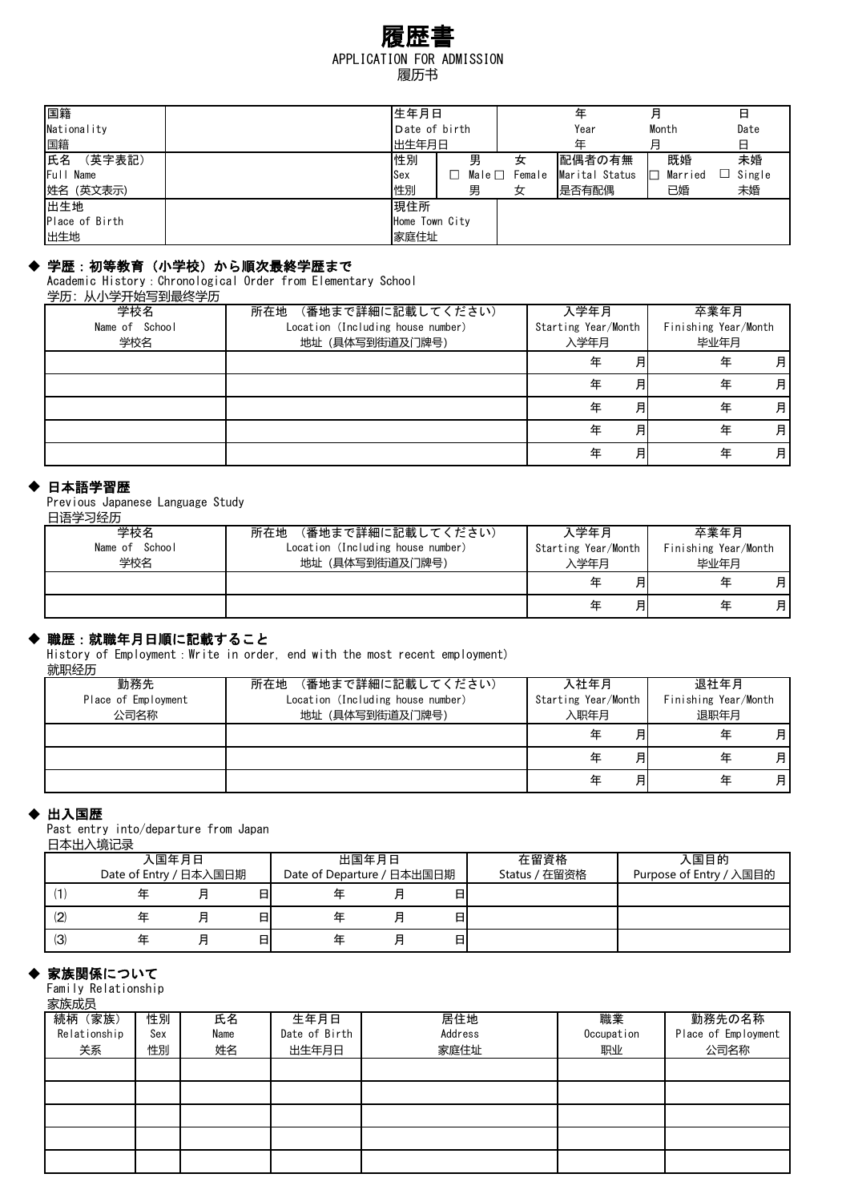# 履歴書

APPLICATION FOR ADMISSION
履历书

| 国籍<br>Nationality<br>国籍 | | 生年月日<br>Date of birth<br>出生年月日 | | 年<br>Year<br>年 | 月<br>Month<br>月 | 日<br>Date<br>日 |
|---|---|---|---|---|---|---|
| 氏名 （英字表記）<br>Full Name<br>姓名 (英文表示) | | 性別<br>Sex<br>性别 | 男 ☐ Male 男 ☐ 女 Female 女 | 配偶者の有無<br>Marital Status<br>是否有配偶 | 既婚 ☐ Married 已婚 | 未婚 ☐ Single 未婚 |
| 出生地<br>Place of Birth<br>出生地 | | 現住所<br>Home Town City<br>家庭住址 | | | | |

## ◆ 学歴：初等教育（小学校）から順次最終学歴まで

Academic History：Chronological Order from Elementary School
学历：从小学开始写到最终学历

| 学校名<br>Name of School<br>学校名 | 所在地 （番地まで詳細に記載してください）<br>Location (Including house number)<br>地址 (具体写到街道及门牌号) | 入学年月<br>Starting Year/Month<br>入学年月 | 卒業年月<br>Finishing Year/Month<br>毕业年月 |
|---|---|---|---|
| | | 年 月 | 年 月 |
| | | 年 月 | 年 月 |
| | | 年 月 | 年 月 |
| | | 年 月 | 年 月 |
| | | 年 月 | 年 月 |

## ◆ 日本語学習歴

Previous Japanese Language Study
日语学习经历

| 学校名<br>Name of School<br>学校名 | 所在地 （番地まで詳細に記載してください）<br>Location (Including house number)<br>地址 (具体写到街道及门牌号) | 入学年月<br>Starting Year/Month<br>入学年月 | 卒業年月<br>Finishing Year/Month<br>毕业年月 |
|---|---|---|---|
| | | 年 月 | 年 月 |
| | | 年 月 | 年 月 |

## ◆ 職歴：就職年月日順に記載すること

History of Employment：Write in order, end with the most recent employment)
就职经历

| 勤務先<br>Place of Employment<br>公司名称 | 所在地 （番地まで詳細に記載してください）<br>Location (Including house number)<br>地址 (具体写到街道及门牌号) | 入社年月<br>Starting Year/Month<br>入职年月 | 退社年月<br>Finishing Year/Month<br>退职年月 |
|---|---|---|---|
| | | 年 月 | 年 月 |
| | | 年 月 | 年 月 |
| | | 年 月 | 年 月 |

## ◆ 出入国歴

Past entry into/departure from Japan
日本出入境记录

| | 入国年月日<br>Date of Entry / 日本入国日期 | 出国年月日<br>Date of Departure / 日本出国日期 | 在留資格<br>Status / 在留资格 | 入国目的<br>Purpose of Entry / 入国目的 |
|---|---|---|---|---|
| (1) | 年 月 日 | 年 月 日 | | |
| (2) | 年 月 日 | 年 月 日 | | |
| (3) | 年 月 日 | 年 月 日 | | |

## ◆ 家族関係について

Family Relationship
家族成员

| 続柄（家族）<br>Relationship<br>关系 | 性別<br>Sex<br>性别 | 氏名<br>Name<br>姓名 | 生年月日<br>Date of Birth<br>出生年月日 | 居住地<br>Address<br>家庭住址 | 職業<br>Occupation<br>职业 | 勤務先の名称<br>Place of Employment<br>公司名称 |
|---|---|---|---|---|---|---|
| | | | | | | |
| | | | | | | |
| | | | | | | |
| | | | | | | |
| | | | | | | |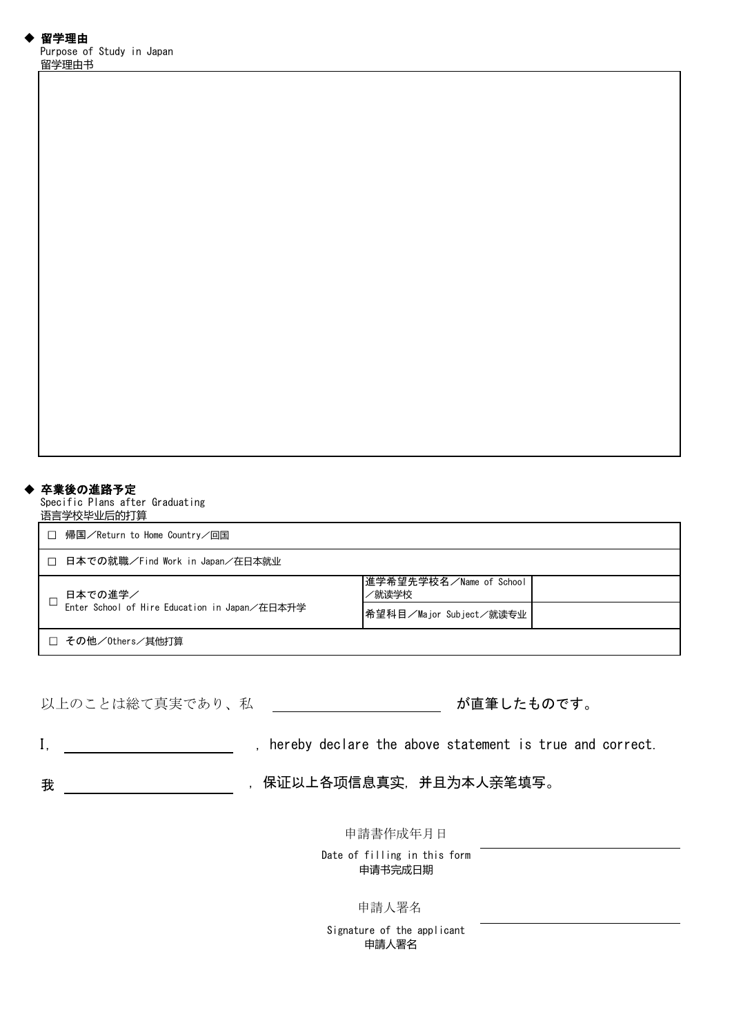◆ **留学理由**
Purpose of Study in Japan
留学理由书

| |
|---|
| |

◆ **卒業後の進路予定**
Specific Plans after Graduating
语言学校毕业后的打算

| | | |
|---|---|---|
| □ 帰国／Return to Home Country／回国 | | |
| □ 日本での就職／Find Work in Japan／在日本就业 | | |
| □ 日本での進学／Enter School of Hire Education in Japan／在日本升学 | 進学希望先学校名／Name of School／就读学校 | |
| | 希望科目／Major Subject／就读专业 | |
| □ その他／Others／其他打算 | | |

以上のことは総て真実であり、私 ＿＿＿＿＿＿＿＿＿＿ が直筆したものです。

I, ＿＿＿＿＿＿＿＿＿＿ , hereby declare the above statement is true and correct.

我 ＿＿＿＿＿＿＿＿＿＿ , 保证以上各项信息真实，并且为本人亲笔填写。

申請書作成年月日
Date of filling in this form
申请书完成日期 ＿＿＿＿＿＿＿＿＿＿

申請人署名
Signature of the applicant
申請人署名 ＿＿＿＿＿＿＿＿＿＿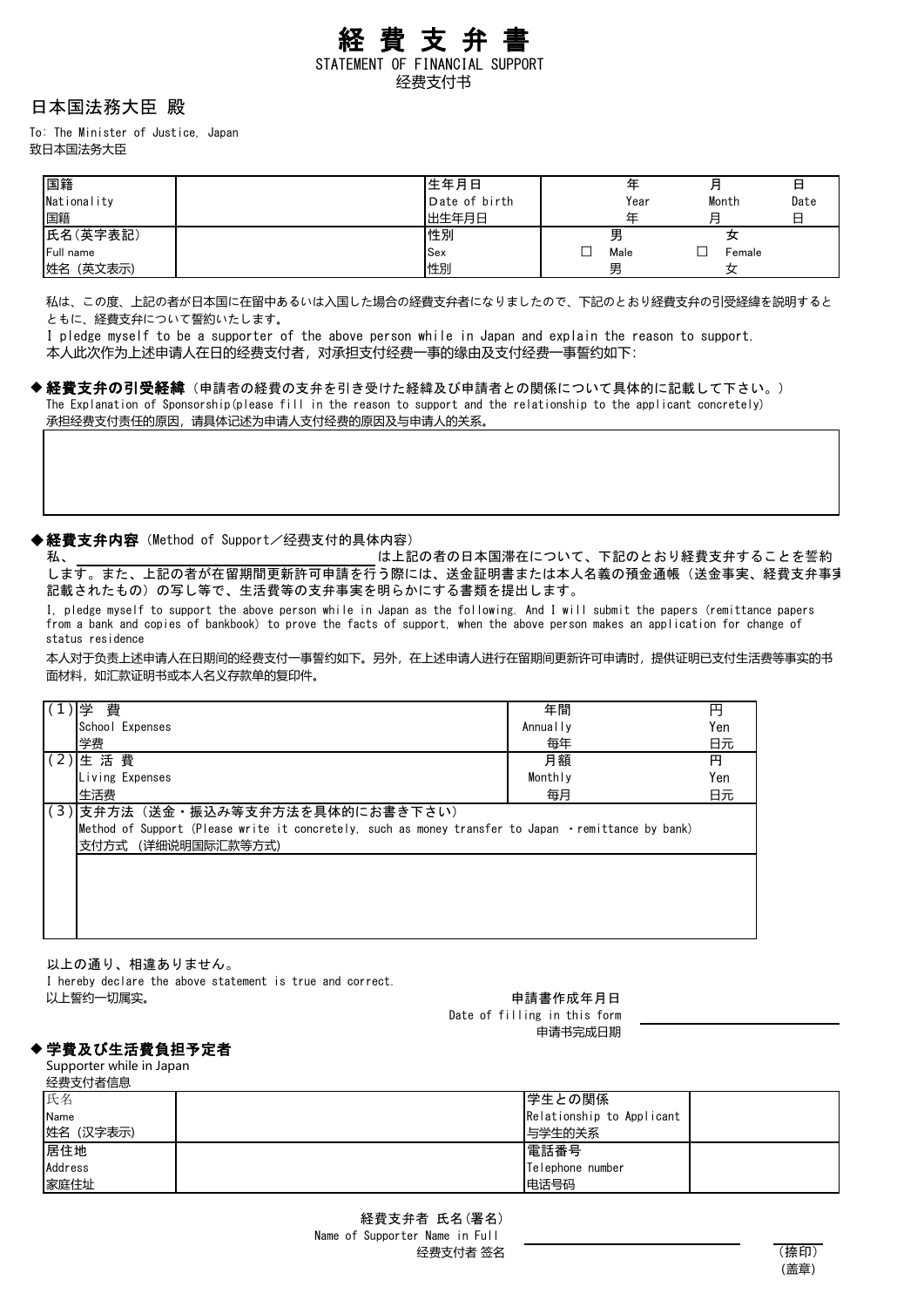# 経 費 支 弁 書

STATEMENT OF FINANCIAL SUPPORT
经费支付书

日本国法務大臣 殿

To: The Minister of Justice, Japan
致日本国法务大臣

| | | | | | |
|---|---|---|---|---|---|
| 国籍<br>Nationality<br>国籍 | | 生年月日<br>Date of birth<br>出生年月日 | 年<br>Year<br>年 | 月<br>Month<br>月 | 日<br>Date<br>日 |
| 氏名(英字表記)<br>Full name<br>姓名 (英文表示) | | 性別<br>Sex<br>性別 | 男<br>☐ Male<br>男 | 女<br>☐ Female<br>女 | |

私は、この度、上記の者が日本国に在留中あるいは入国した場合の経費支弁者になりましたので、下記のとおり経費支弁の引受経緯を説明するとともに、経費支弁について誓約いたします。
I pledge myself to be a supporter of the above person while in Japan and explain the reason to support.
本人此次作为上述申请人在日的经费支付者，对承担支付经费一事的缘由及支付经费一事誓约如下:

### ◆ 経費支弁の引受経緯（申請者の経費の支弁を引き受けた経緯及び申請者との関係について具体的に記載して下さい。）

The Explanation of Sponsorship(please fill in the reason to support and the relationship to the applicant concretely)
承担经费支付责任的原因，请具体记述为申请人支付经费的原因及与申请人的关系。

### ◆ 経費支弁内容（Method of Support／经费支付的具体内容）

私、＿＿＿＿＿＿＿＿＿＿＿＿＿＿＿は上記の者の日本国滞在について、下記のとおり経費支弁することを誓約します。また、上記の者が在留期間更新許可申請を行う際には、送金証明書または本人名義の預金通帳（送金事実、経費支弁事実が記載されたもの）の写し等で、生活費等の支弁事実を明らかにする書類を提出します。

I, pledge myself to support the above person while in Japan as the following. And I will submit the papers (remittance papers from a bank and copies of bankbook) to prove the facts of support, when the above person makes an application for change of status residence

本人对于负责上述申请人在日期间的经费支付一事誓约如下。另外，在上述申请人进行在留期间更新许可申请时，提供证明已支付生活费等事实的书面材料，如汇款证明书或本人名义存款单的复印件。

| | | | |
|---|---|---|---|
| (1) | 学 費<br>School Expenses<br>学费 | 年間<br>Annually<br>每年 | 円<br>Yen<br>日元 |
| (2) | 生 活 費<br>Living Expenses<br>生活费 | 月額<br>Monthly<br>每月 | 円<br>Yen<br>日元 |
| (3) | 支弁方法（送金・振込み等支弁方法を具体的にお書き下さい）<br>Method of Support (Please write it concretely, such as money transfer to Japan ・remittance by bank)<br>支付方式 (详细说明国际汇款等方式) | | |

以上の通り、相違ありません。
I hereby declare the above statement is true and correct.
以上誓约一切属实。

申請書作成年月日
Date of filling in this form
申请书完成日期 ＿＿＿＿＿＿＿＿＿＿

### ◆ 学費及び生活費負担予定者

Supporter while in Japan
经费支付者信息

| | | | |
|---|---|---|---|
| 氏名<br>Name<br>姓名 (汉字表示) | | 学生との関係<br>Relationship to Applicant<br>与学生的关系 | |
| 居住地<br>Address<br>家庭住址 | | 電話番号<br>Telephone number<br>电话号码 | |

経費支弁者 氏名(署名)
Name of Supporter Name in Full
经费支付者 签名 ＿＿＿＿＿＿＿＿＿＿ （捺印）
(盖章)